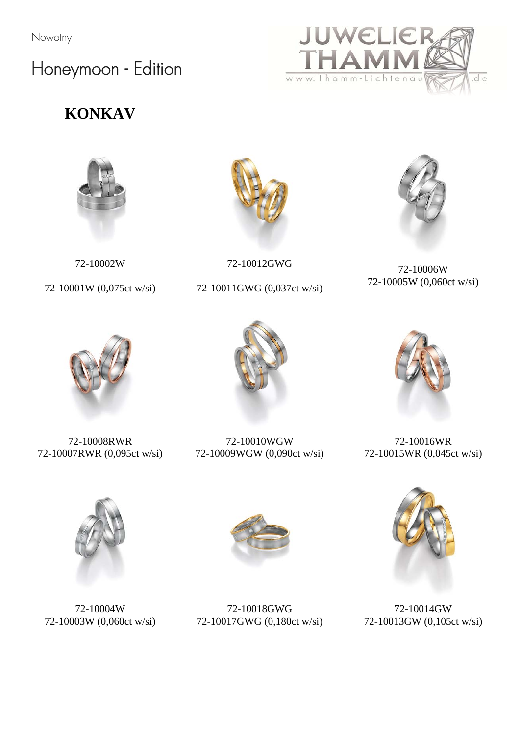Nowotny

# Honeymoon - Edition

JUWELIER THAMM
www.Thamm-Lichtenau.de

## KONKAV

72-10002W
72-10001W (0,075ct w/si)

72-10012GWG
72-10011GWG (0,037ct w/si)

72-10006W
72-10005W (0,060ct w/si)

72-10008RWR
72-10007RWR (0,095ct w/si)

72-10010WGW
72-10009WGW (0,090ct w/si)

72-10016WR
72-10015WR (0,045ct w/si)

72-10004W
72-10003W (0,060ct w/si)

72-10018GWG
72-10017GWG (0,180ct w/si)

72-10014GW
72-10013GW (0,105ct w/si)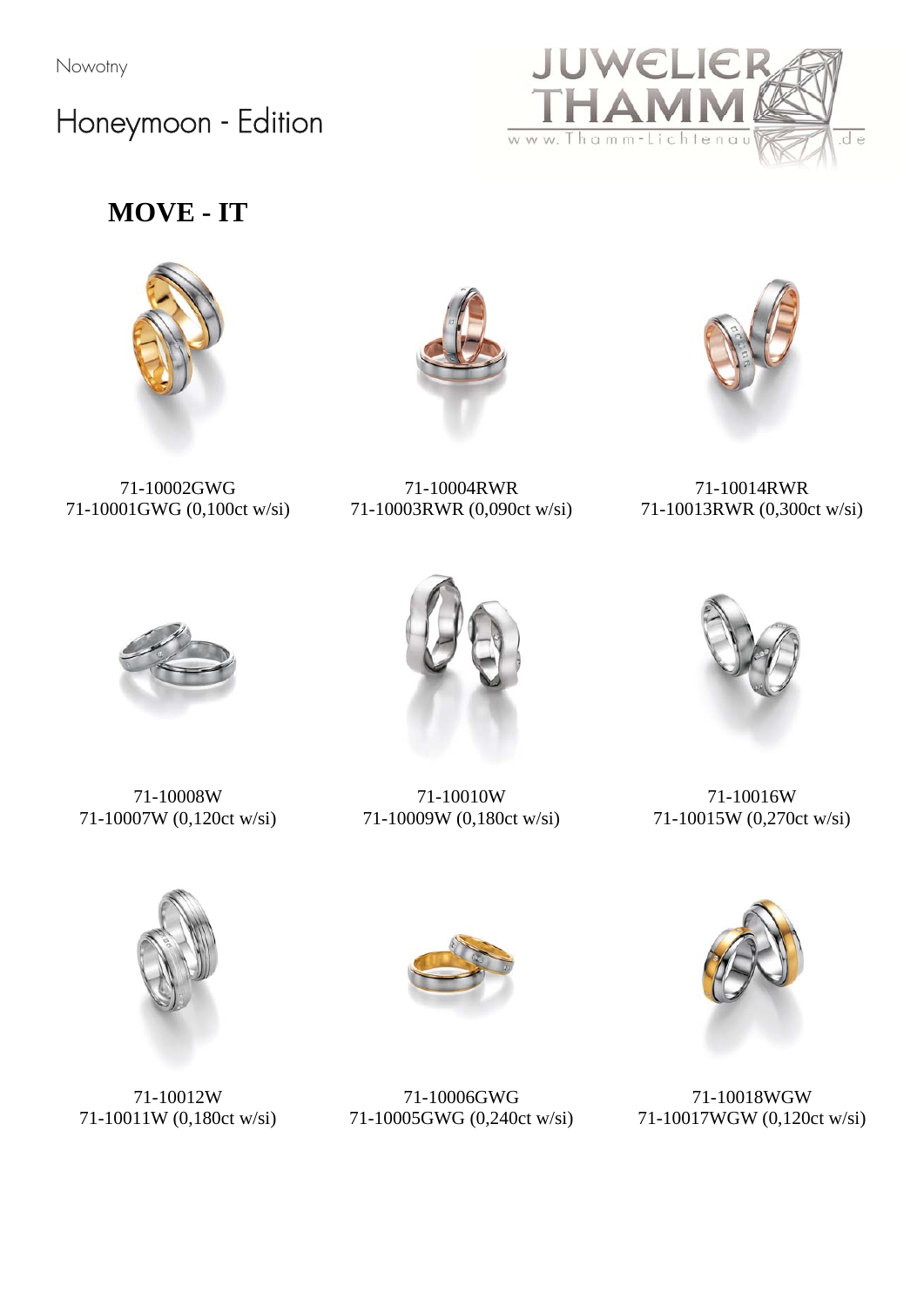Nowotny

Honeymoon - Edition

## MOVE - IT

71-10002GWG
71-10001GWG (0,100ct w/si)

71-10004RWR
71-10003RWR (0,090ct w/si)

71-10014RWR
71-10013RWR (0,300ct w/si)

71-10008W
71-10007W (0,120ct w/si)

71-10010W
71-10009W (0,180ct w/si)

71-10016W
71-10015W (0,270ct w/si)

71-10012W
71-10011W (0,180ct w/si)

71-10006GWG
71-10005GWG (0,240ct w/si)

71-10018WGW
71-10017WGW (0,120ct w/si)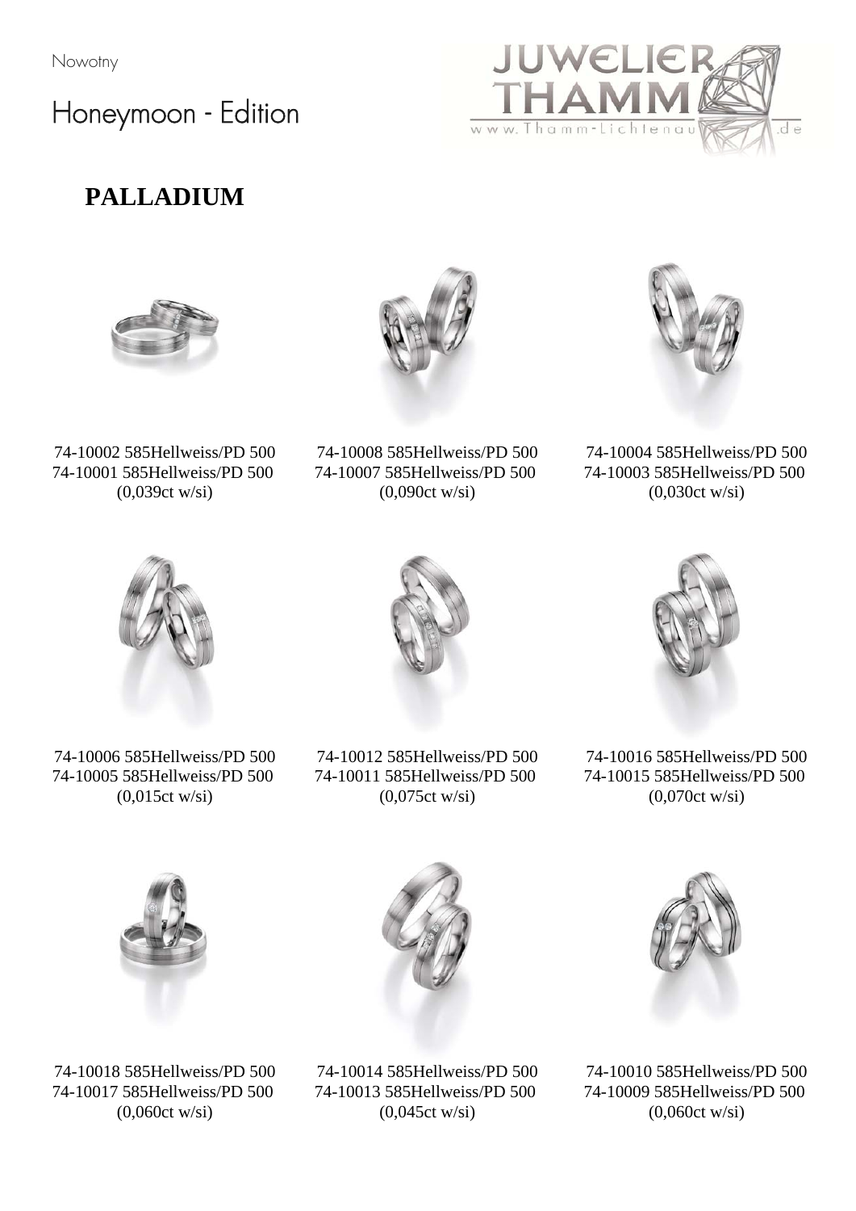Nowotny

# Honeymoon - Edition

JUWELIER THAMM
www.Thamm-Lichtenau.de

## PALLADIUM

74-10002 585Hellweiss/PD 500
74-10001 585Hellweiss/PD 500
(0,039ct w/si)

74-10008 585Hellweiss/PD 500
74-10007 585Hellweiss/PD 500
(0,090ct w/si)

74-10004 585Hellweiss/PD 500
74-10003 585Hellweiss/PD 500
(0,030ct w/si)

74-10006 585Hellweiss/PD 500
74-10005 585Hellweiss/PD 500
(0,015ct w/si)

74-10012 585Hellweiss/PD 500
74-10011 585Hellweiss/PD 500
(0,075ct w/si)

74-10016 585Hellweiss/PD 500
74-10015 585Hellweiss/PD 500
(0,070ct w/si)

74-10018 585Hellweiss/PD 500
74-10017 585Hellweiss/PD 500
(0,060ct w/si)

74-10014 585Hellweiss/PD 500
74-10013 585Hellweiss/PD 500
(0,045ct w/si)

74-10010 585Hellweiss/PD 500
74-10009 585Hellweiss/PD 500
(0,060ct w/si)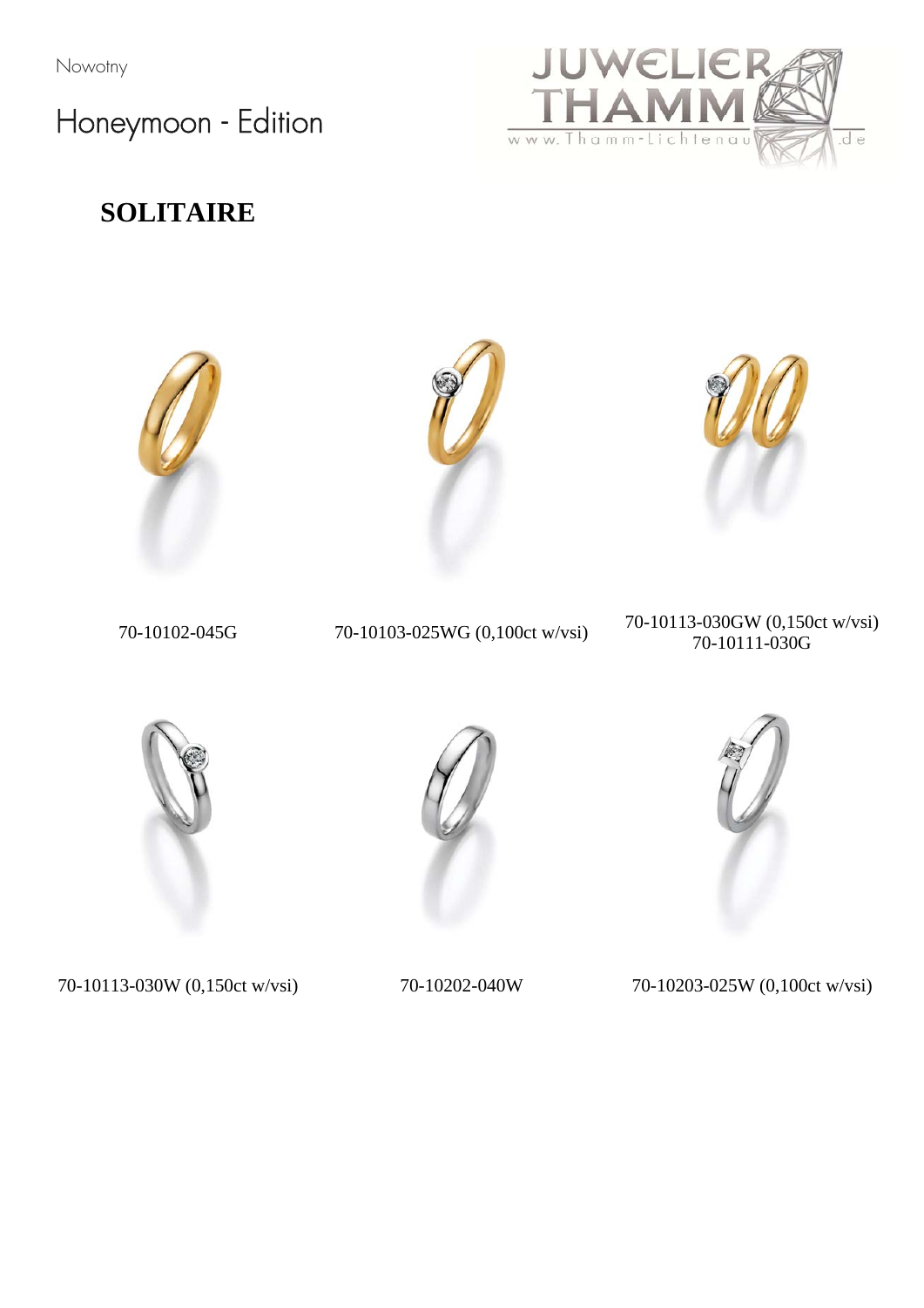Nowotny

Honeymoon - Edition

## SOLITAIRE

70-10102-045G

70-10103-025WG (0,100ct w/vsi)

70-10113-030GW (0,150ct w/vsi)
70-10111-030G

70-10113-030W (0,150ct w/vsi)

70-10202-040W

70-10203-025W (0,100ct w/vsi)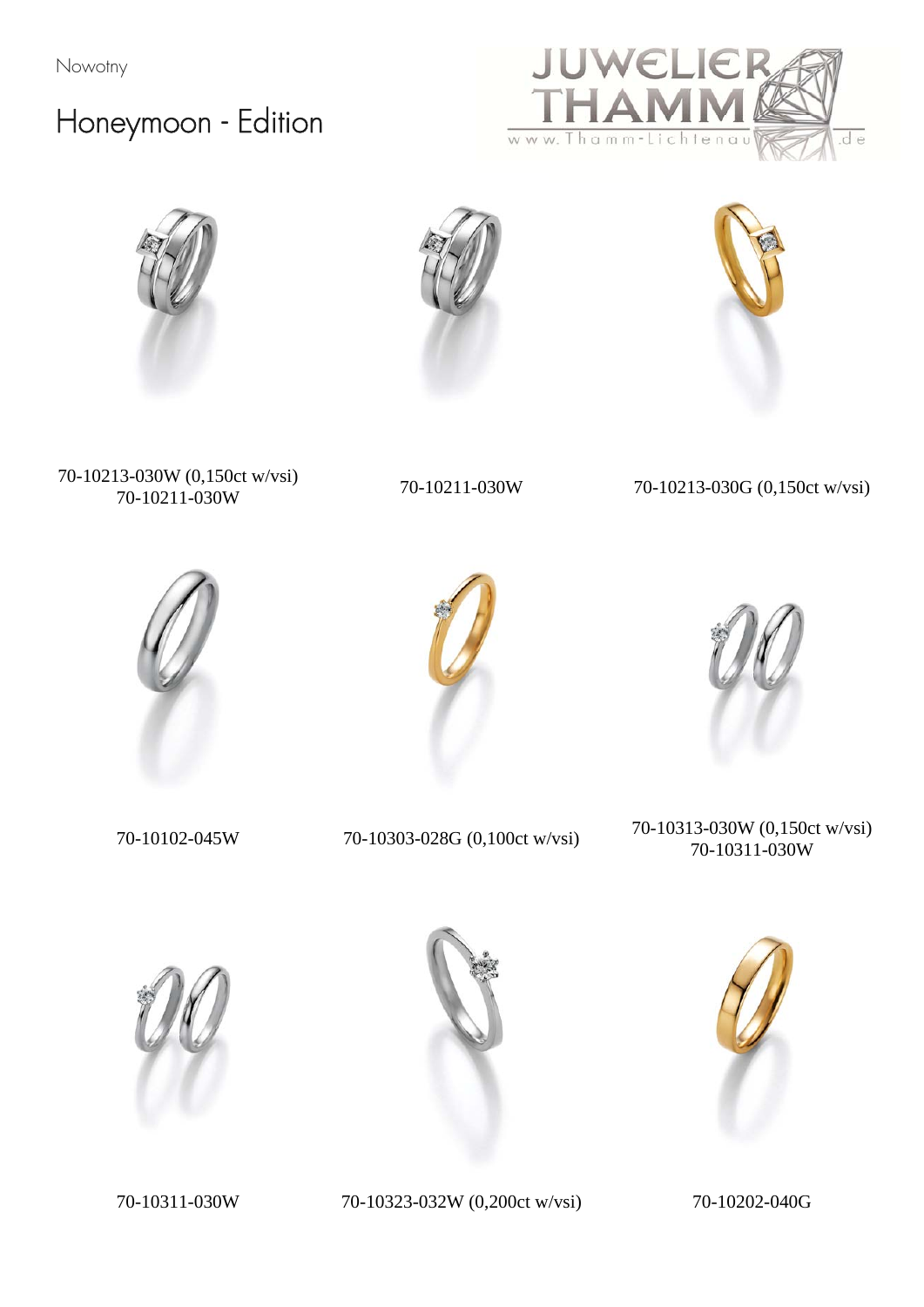Nowotny

# Honeymoon - Edition

JUWELIER THAMM
www.Thamm-Lichtenau.de

70-10213-030W (0,150ct w/vsi)
70-10211-030W

70-10211-030W

70-10213-030G (0,150ct w/vsi)

70-10102-045W

70-10303-028G (0,100ct w/vsi)

70-10313-030W (0,150ct w/vsi)
70-10311-030W

70-10311-030W

70-10323-032W (0,200ct w/vsi)

70-10202-040G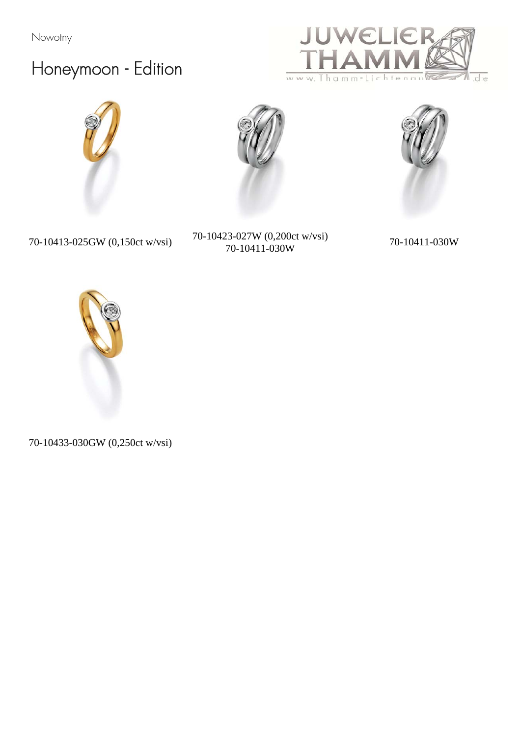Nowotny

# Honeymoon - Edition

JUWELIER THAMM

www.Thamm-Lichtenau.de

70-10413-025GW (0,150ct w/vsi)

70-10423-027W (0,200ct w/vsi)
70-10411-030W

70-10411-030W

70-10433-030GW (0,250ct w/vsi)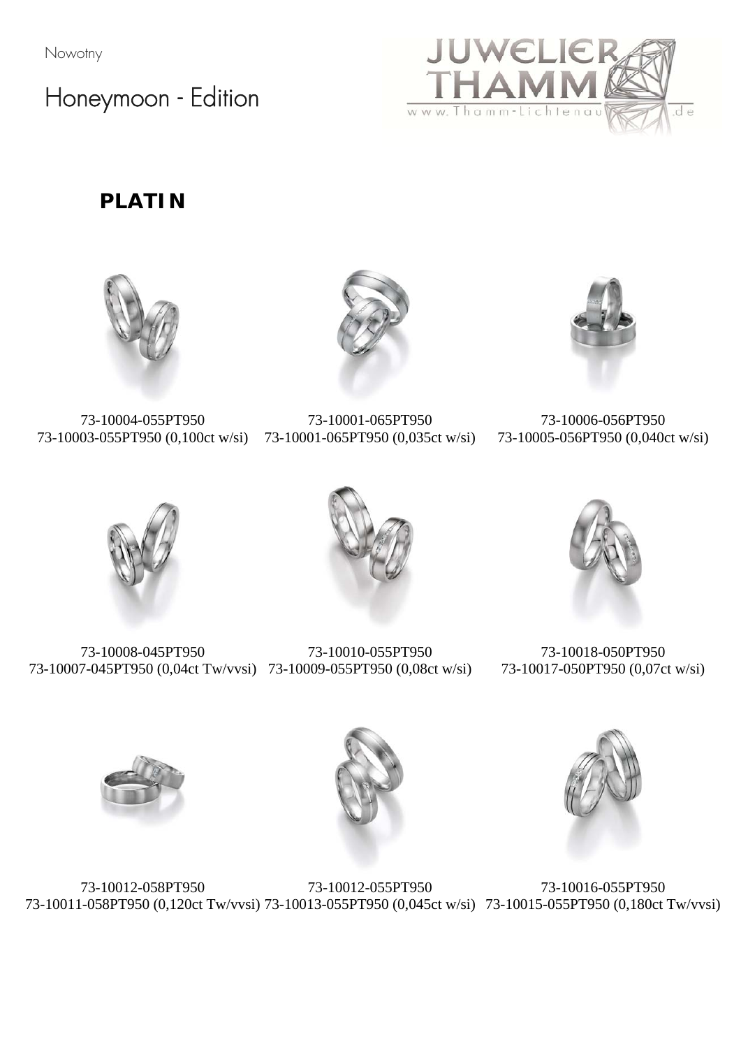Nowotny

# Honeymoon - Edition

JUWELIER THAMM
www.Thamm-Lichtenau.de

## PLATIN

73-10004-055PT950
73-10003-055PT950 (0,100ct w/si)

73-10001-065PT950
73-10001-065PT950 (0,035ct w/si)

73-10006-056PT950
73-10005-056PT950 (0,040ct w/si)

73-10008-045PT950
73-10007-045PT950 (0,04ct Tw/vvsi)

73-10010-055PT950
73-10009-055PT950 (0,08ct w/si)

73-10018-050PT950
73-10017-050PT950 (0,07ct w/si)

73-10012-058PT950
73-10011-058PT950 (0,120ct Tw/vvsi)

73-10012-055PT950
73-10013-055PT950 (0,045ct w/si)

73-10016-055PT950
73-10015-055PT950 (0,180ct Tw/vvsi)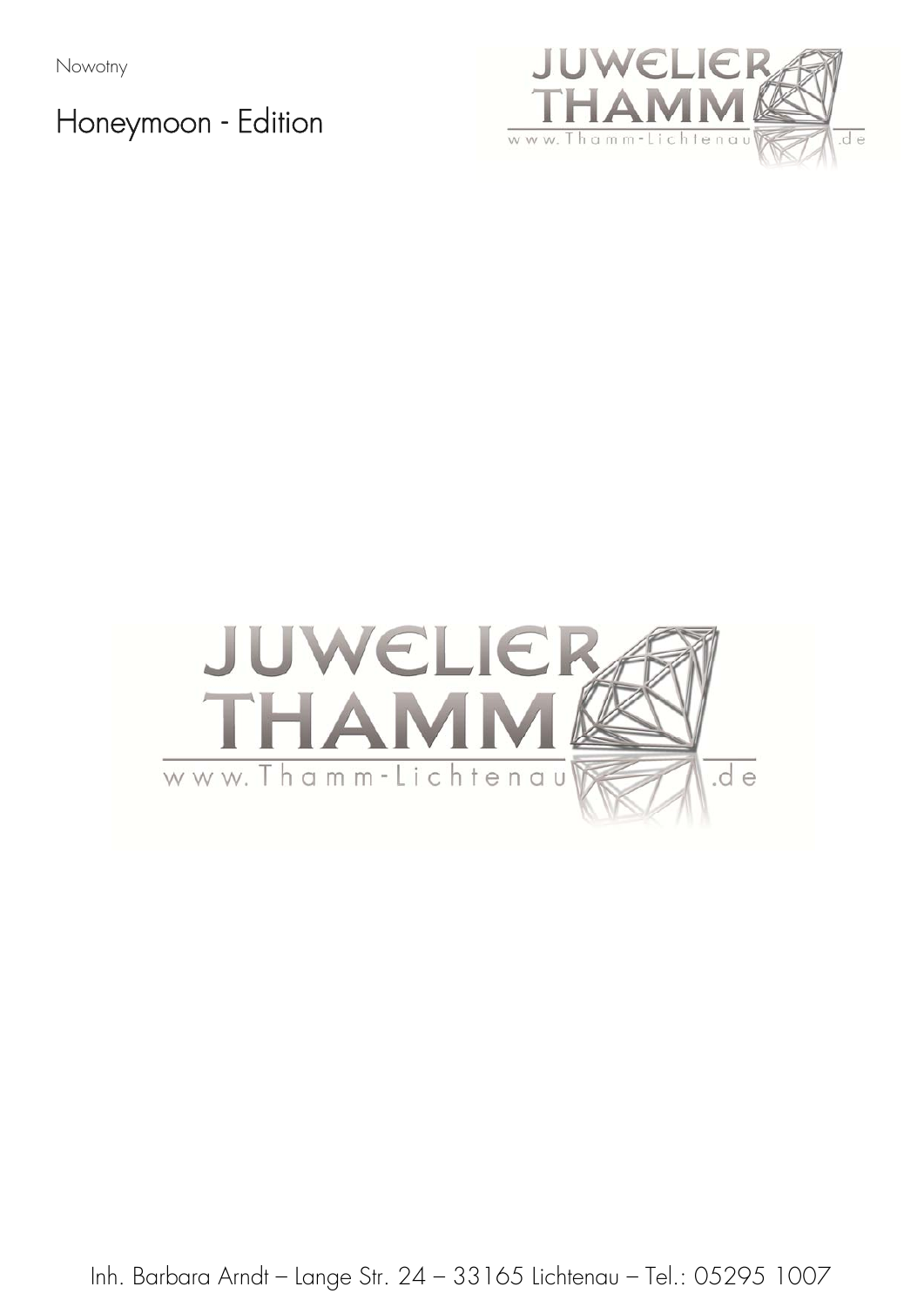JUWELIER THAMM

www.Thamm-Lichtenau.de

Inh. Barbara Arndt – Lange Str. 24 – 33165 Lichtenau – Tel.: 05295 1007